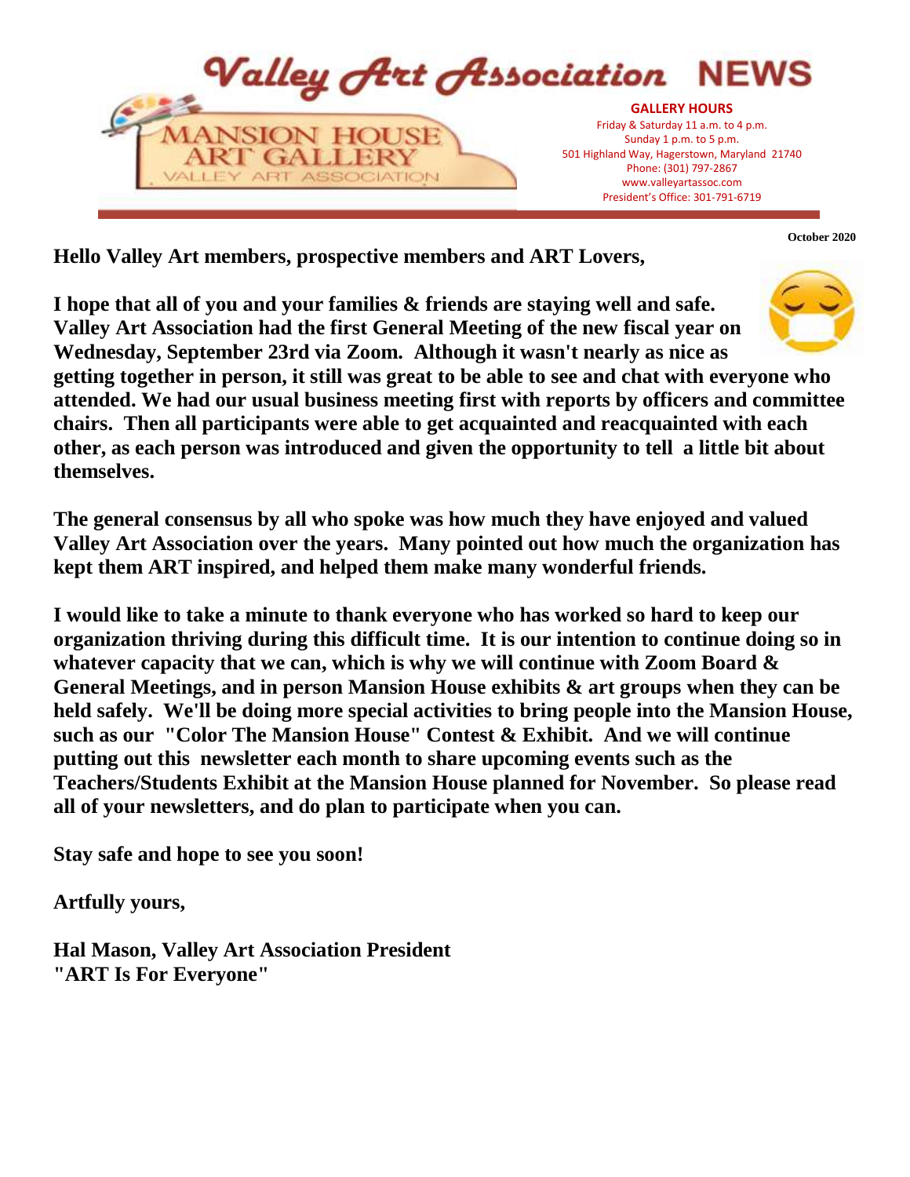# Valley Art Association NEWS

**MANSION HOUSE ART GALLERY**
VALLEY ART ASSOCIATION

**GALLERY HOURS**
Friday & Saturday 11 a.m. to 4 p.m.
Sunday 1 p.m. to 5 p.m.
501 Highland Way, Hagerstown, Maryland 21740
Phone: (301) 797-2867
www.valleyartassoc.com
President's Office: 301-791-6719

**October 2020**

**Hello Valley Art members, prospective members and ART Lovers,**

**I hope that all of you and your families & friends are staying well and safe. Valley Art Association had the first General Meeting of the new fiscal year on Wednesday, September 23rd via Zoom. Although it wasn't nearly as nice as getting together in person, it still was great to be able to see and chat with everyone who attended. We had our usual business meeting first with reports by officers and committee chairs. Then all participants were able to get acquainted and reacquainted with each other, as each person was introduced and given the opportunity to tell a little bit about themselves.**

**The general consensus by all who spoke was how much they have enjoyed and valued Valley Art Association over the years. Many pointed out how much the organization has kept them ART inspired, and helped them make many wonderful friends.**

**I would like to take a minute to thank everyone who has worked so hard to keep our organization thriving during this difficult time. It is our intention to continue doing so in whatever capacity that we can, which is why we will continue with Zoom Board & General Meetings, and in person Mansion House exhibits & art groups when they can be held safely. We'll be doing more special activities to bring people into the Mansion House, such as our "Color The Mansion House" Contest & Exhibit. And we will continue putting out this newsletter each month to share upcoming events such as the Teachers/Students Exhibit at the Mansion House planned for November. So please read all of your newsletters, and do plan to participate when you can.**

**Stay safe and hope to see you soon!**

**Artfully yours,**

**Hal Mason, Valley Art Association President**
**"ART Is For Everyone"**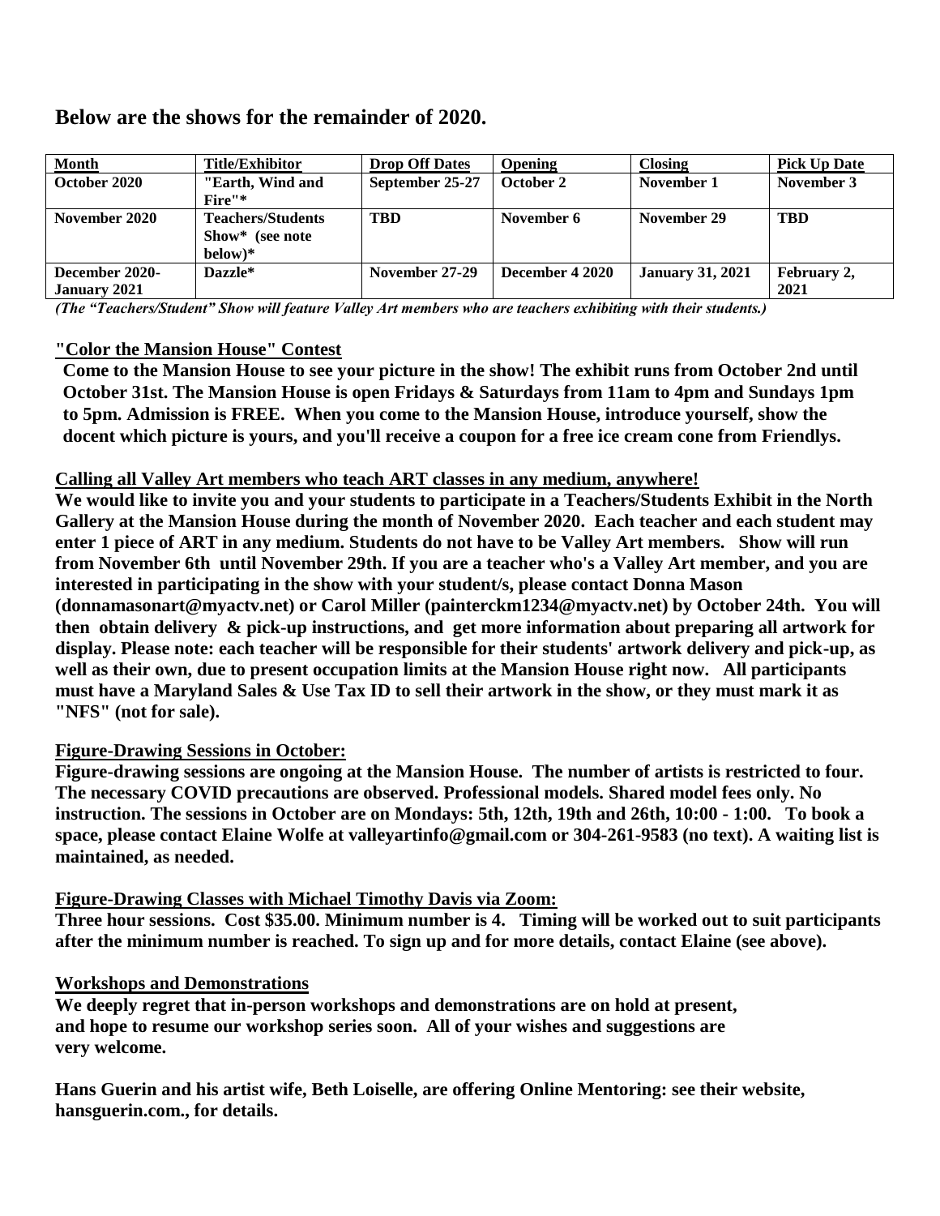## Below are the shows for the remainder of 2020.

| Month | Title/Exhibitor | Drop Off Dates | Opening | Closing | Pick Up Date |
|---|---|---|---|---|---|
| October 2020 | "Earth, Wind and Fire"* | September 25-27 | October 2 | November 1 | November 3 |
| November 2020 | Teachers/Students Show* (see note below)* | TBD | November 6 | November 29 | TBD |
| December 2020-January 2021 | Dazzle* | November 27-29 | December 4 2020 | January 31, 2021 | February 2, 2021 |

*(The "Teachers/Student" Show will feature Valley Art members who are teachers exhibiting with their students.)*

**"Color the Mansion House" Contest**

**Come to the Mansion House to see your picture in the show! The exhibit runs from October 2nd until October 31st. The Mansion House is open Fridays & Saturdays from 11am to 4pm and Sundays 1pm to 5pm. Admission is FREE. When you come to the Mansion House, introduce yourself, show the docent which picture is yours, and you'll receive a coupon for a free ice cream cone from Friendlys.**

**Calling all Valley Art members who teach ART classes in any medium, anywhere!**

**We would like to invite you and your students to participate in a Teachers/Students Exhibit in the North Gallery at the Mansion House during the month of November 2020. Each teacher and each student may enter 1 piece of ART in any medium. Students do not have to be Valley Art members. Show will run from November 6th until November 29th. If you are a teacher who's a Valley Art member, and you are interested in participating in the show with your student/s, please contact Donna Mason (donnamasonart@myactv.net) or Carol Miller (painterckm1234@myactv.net) by October 24th. You will then obtain delivery & pick-up instructions, and get more information about preparing all artwork for display. Please note: each teacher will be responsible for their students' artwork delivery and pick-up, as well as their own, due to present occupation limits at the Mansion House right now. All participants must have a Maryland Sales & Use Tax ID to sell their artwork in the show, or they must mark it as "NFS" (not for sale).**

**Figure-Drawing Sessions in October:**

**Figure-drawing sessions are ongoing at the Mansion House. The number of artists is restricted to four. The necessary COVID precautions are observed. Professional models. Shared model fees only. No instruction. The sessions in October are on Mondays: 5th, 12th, 19th and 26th, 10:00 - 1:00. To book a space, please contact Elaine Wolfe at valleyartinfo@gmail.com or 304-261-9583 (no text). A waiting list is maintained, as needed.**

**Figure-Drawing Classes with Michael Timothy Davis via Zoom:**

**Three hour sessions. Cost $35.00. Minimum number is 4. Timing will be worked out to suit participants after the minimum number is reached. To sign up and for more details, contact Elaine (see above).**

**Workshops and Demonstrations**

**We deeply regret that in-person workshops and demonstrations are on hold at present, and hope to resume our workshop series soon. All of your wishes and suggestions are very welcome.**

**Hans Guerin and his artist wife, Beth Loiselle, are offering Online Mentoring: see their website, hansguerin.com., for details.**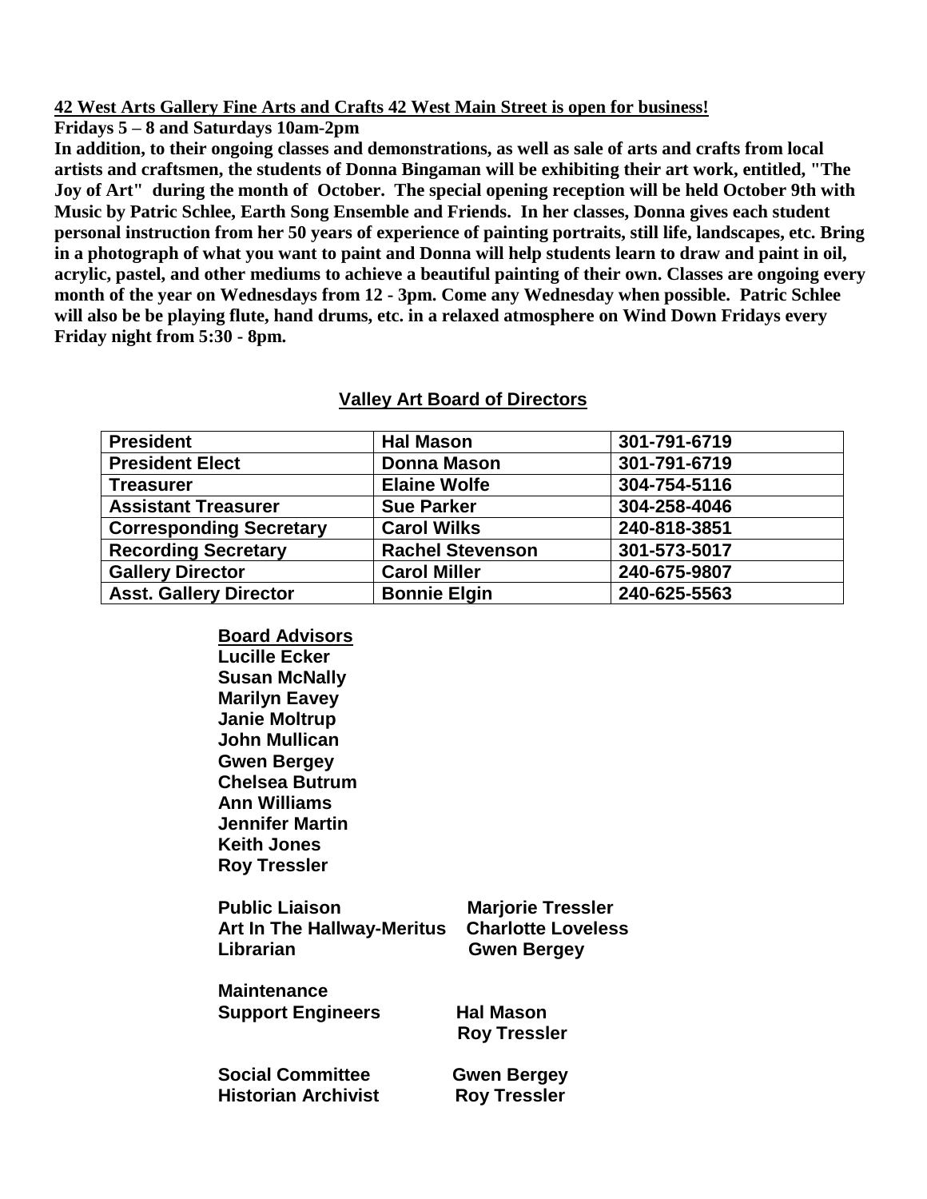**42 West Arts Gallery Fine Arts and Crafts 42 West Main Street is open for business!**

**Fridays 5 – 8 and Saturdays 10am-2pm**

**In addition, to their ongoing classes and demonstrations, as well as sale of arts and crafts from local artists and craftsmen, the students of Donna Bingaman will be exhibiting their art work, entitled, "The Joy of Art" during the month of October. The special opening reception will be held October 9th with Music by Patric Schlee, Earth Song Ensemble and Friends. In her classes, Donna gives each student personal instruction from her 50 years of experience of painting portraits, still life, landscapes, etc. Bring in a photograph of what you want to paint and Donna will help students learn to draw and paint in oil, acrylic, pastel, and other mediums to achieve a beautiful painting of their own. Classes are ongoing every month of the year on Wednesdays from 12 - 3pm. Come any Wednesday when possible. Patric Schlee will also be be playing flute, hand drums, etc. in a relaxed atmosphere on Wind Down Fridays every Friday night from 5:30 - 8pm.**

## Valley Art Board of Directors

| | | |
|---|---|---|
| **President** | **Hal Mason** | **301-791-6719** |
| **President Elect** | **Donna Mason** | **301-791-6719** |
| **Treasurer** | **Elaine Wolfe** | **304-754-5116** |
| **Assistant Treasurer** | **Sue Parker** | **304-258-4046** |
| **Corresponding Secretary** | **Carol Wilks** | **240-818-3851** |
| **Recording Secretary** | **Rachel Stevenson** | **301-573-5017** |
| **Gallery Director** | **Carol Miller** | **240-675-9807** |
| **Asst. Gallery Director** | **Bonnie Elgin** | **240-625-5563** |

**Board Advisors**

**Lucille Ecker**
**Susan McNally**
**Marilyn Eavey**
**Janie Moltrup**
**John Mullican**
**Gwen Bergey**
**Chelsea Butrum**
**Ann Williams**
**Jennifer Martin**
**Keith Jones**
**Roy Tressler**

**Public Liaison** — **Marjorie Tressler**
**Art In The Hallway-Meritus** — **Charlotte Loveless**
**Librarian** — **Gwen Bergey**

**Maintenance Support Engineers** — **Hal Mason**, **Roy Tressler**

**Social Committee** — **Gwen Bergey**
**Historian Archivist** — **Roy Tressler**